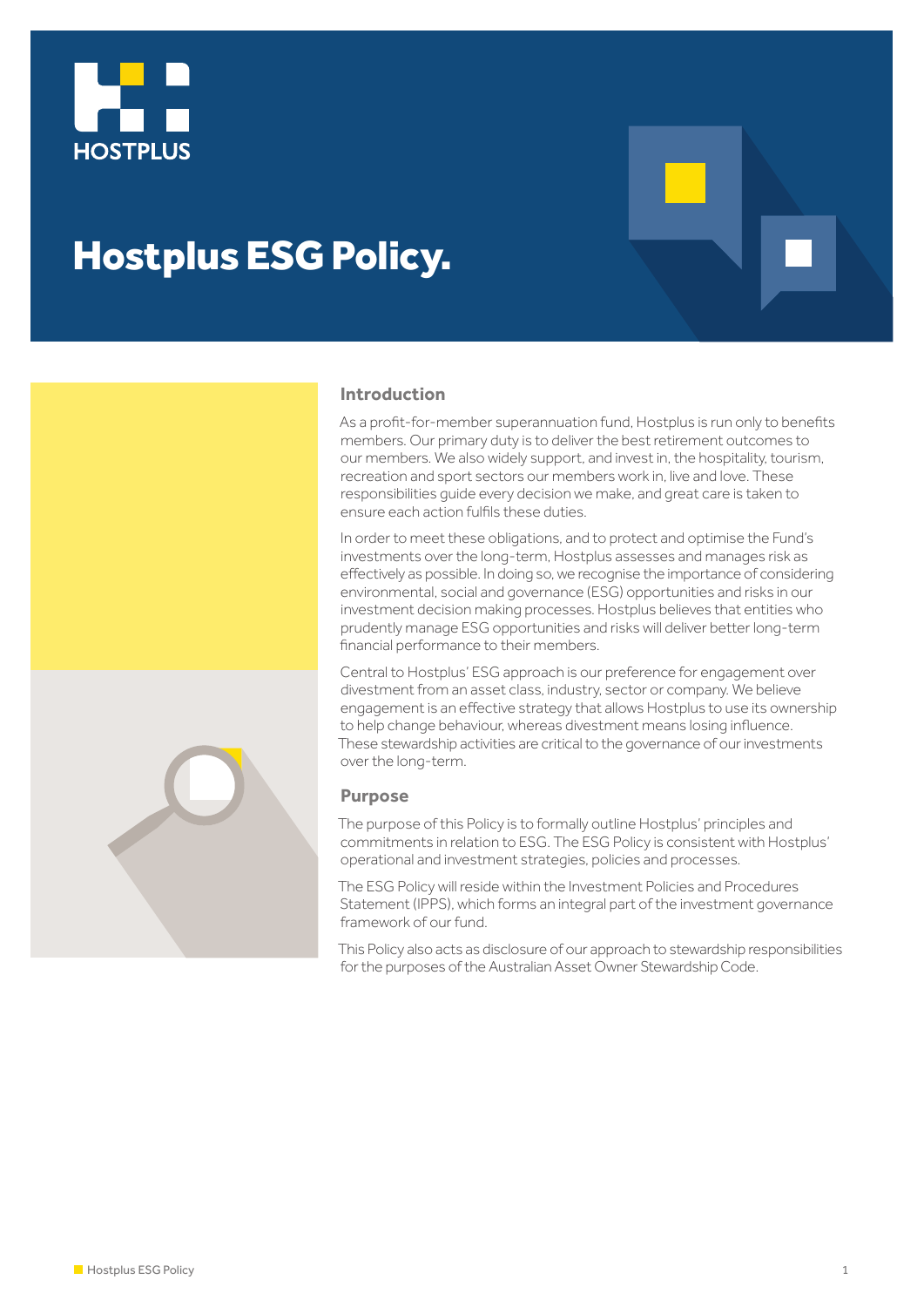# Hostplus ESG Policy.

## Introduction

As a profit-for-member superannuation fund, Hostplus is run only to benefits members. Our primary duty is to deliver the best retirement outcomes to our members. We also widely support, and invest in, the hospitality, tourism, recreation and sport sectors our members work in, live and love. These responsibilities guide every decision we make, and great care is taken to ensure each action fulfils these duties.

In order to meet these obligations, and to protect and optimise the Fund's investments over the long-term, Hostplus assesses and manages risk as effectively as possible. In doing so, we recognise the importance of considering environmental, social and governance (ESG) opportunities and risks in our investment decision making processes. Hostplus believes that entities who prudently manage ESG opportunities and risks will deliver better long-term financial performance to their members.

Central to Hostplus' ESG approach is our preference for engagement over divestment from an asset class, industry, sector or company. We believe engagement is an effective strategy that allows Hostplus to use its ownership to help change behaviour, whereas divestment means losing influence. These stewardship activities are critical to the governance of our investments over the long-term.

## Purpose

The purpose of this Policy is to formally outline Hostplus' principles and commitments in relation to ESG. The ESG Policy is consistent with Hostplus' operational and investment strategies, policies and processes.

The ESG Policy will reside within the Investment Policies and Procedures Statement (IPPS), which forms an integral part of the investment governance framework of our fund.

This Policy also acts as disclosure of our approach to stewardship responsibilities for the purposes of the Australian Asset Owner Stewardship Code.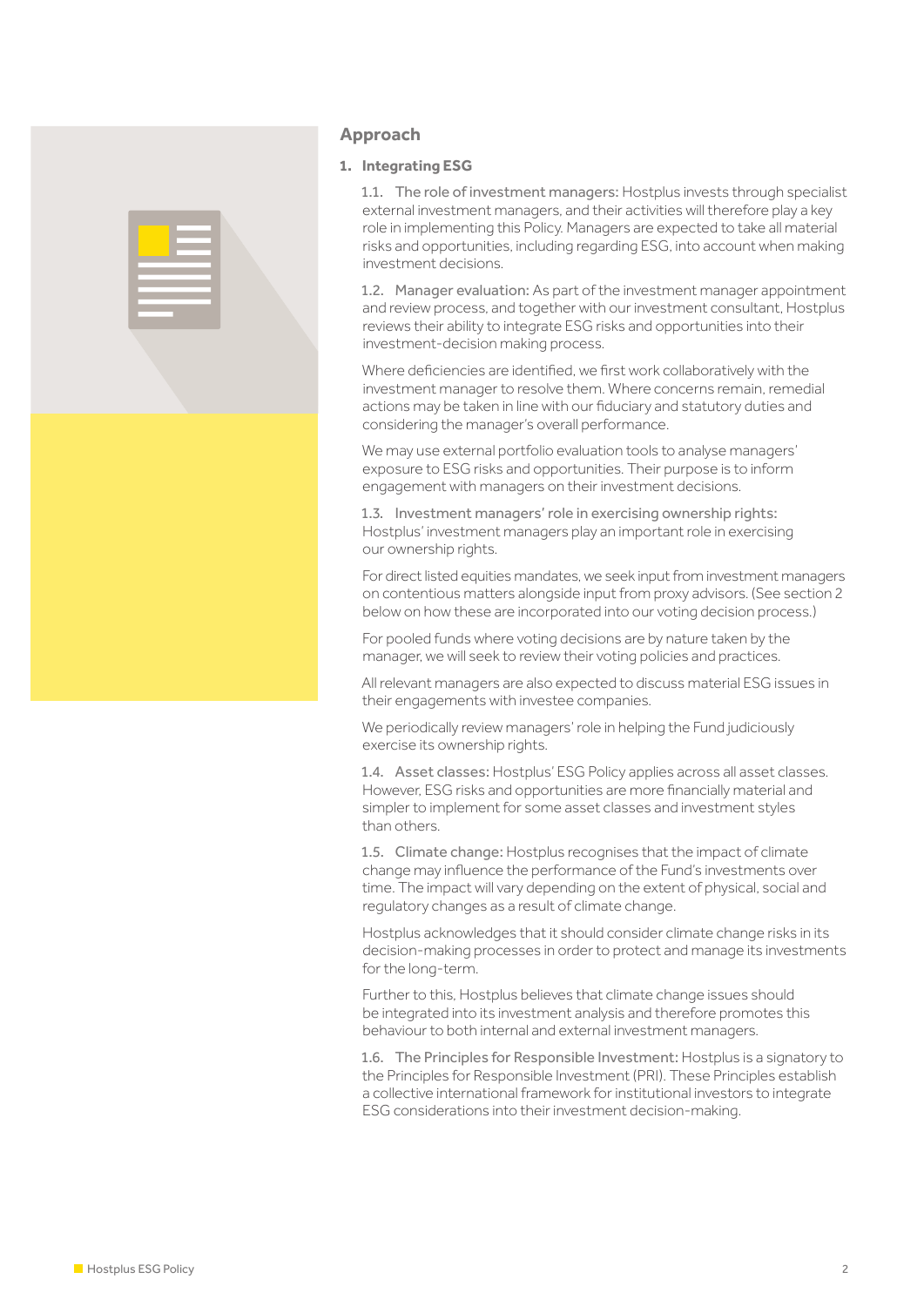## Approach

### 1. Integrating ESG

1.1. The role of investment managers: Hostplus invests through specialist external investment managers, and their activities will therefore play a key role in implementing this Policy. Managers are expected to take all material risks and opportunities, including regarding ESG, into account when making investment decisions.

1.2. Manager evaluation: As part of the investment manager appointment and review process, and together with our investment consultant, Hostplus reviews their ability to integrate ESG risks and opportunities into their investment-decision making process.

Where deficiencies are identified, we first work collaboratively with the investment manager to resolve them. Where concerns remain, remedial actions may be taken in line with our fiduciary and statutory duties and considering the manager's overall performance.

We may use external portfolio evaluation tools to analyse managers' exposure to ESG risks and opportunities. Their purpose is to inform engagement with managers on their investment decisions.

1.3. Investment managers' role in exercising ownership rights: Hostplus' investment managers play an important role in exercising our ownership rights.

For direct listed equities mandates, we seek input from investment managers on contentious matters alongside input from proxy advisors. (See section 2 below on how these are incorporated into our voting decision process.)

For pooled funds where voting decisions are by nature taken by the manager, we will seek to review their voting policies and practices.

All relevant managers are also expected to discuss material ESG issues in their engagements with investee companies.

We periodically review managers' role in helping the Fund judiciously exercise its ownership rights.

1.4. Asset classes: Hostplus' ESG Policy applies across all asset classes. However, ESG risks and opportunities are more financially material and simpler to implement for some asset classes and investment styles than others.

1.5. Climate change: Hostplus recognises that the impact of climate change may influence the performance of the Fund's investments over time. The impact will vary depending on the extent of physical, social and regulatory changes as a result of climate change.

Hostplus acknowledges that it should consider climate change risks in its decision-making processes in order to protect and manage its investments for the long-term.

Further to this, Hostplus believes that climate change issues should be integrated into its investment analysis and therefore promotes this behaviour to both internal and external investment managers.

1.6. The Principles for Responsible Investment: Hostplus is a signatory to the Principles for Responsible Investment (PRI). These Principles establish a collective international framework for institutional investors to integrate ESG considerations into their investment decision-making.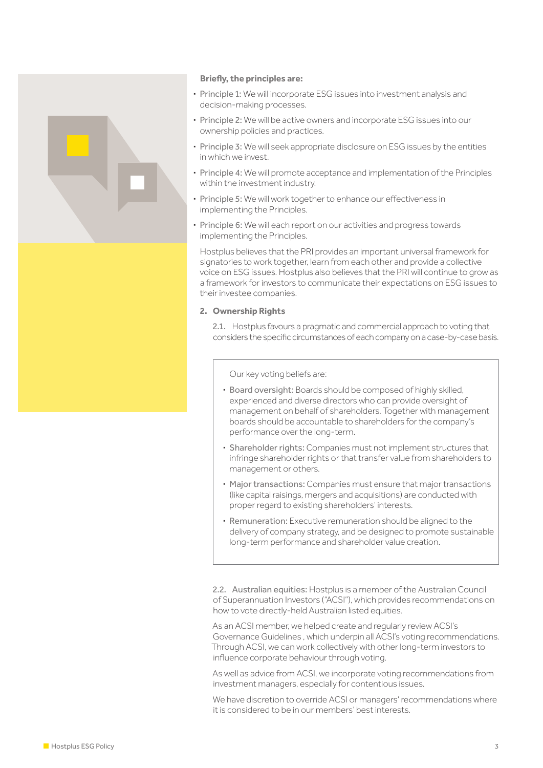**Briefly, the principles are:**

- Principle 1: We will incorporate ESG issues into investment analysis and decision-making processes.
- Principle 2: We will be active owners and incorporate ESG issues into our ownership policies and practices.
- Principle 3: We will seek appropriate disclosure on ESG issues by the entities in which we invest.
- Principle 4: We will promote acceptance and implementation of the Principles within the investment industry.
- Principle 5: We will work together to enhance our effectiveness in implementing the Principles.
- Principle 6: We will each report on our activities and progress towards implementing the Principles.

Hostplus believes that the PRI provides an important universal framework for signatories to work together, learn from each other and provide a collective voice on ESG issues. Hostplus also believes that the PRI will continue to grow as a framework for investors to communicate their expectations on ESG issues to their investee companies.

## 2. Ownership Rights

2.1. Hostplus favours a pragmatic and commercial approach to voting that considers the specific circumstances of each company on a case-by-case basis.

Our key voting beliefs are:

- Board oversight: Boards should be composed of highly skilled, experienced and diverse directors who can provide oversight of management on behalf of shareholders. Together with management boards should be accountable to shareholders for the company's performance over the long-term.
- Shareholder rights: Companies must not implement structures that infringe shareholder rights or that transfer value from shareholders to management or others.
- Major transactions: Companies must ensure that major transactions (like capital raisings, mergers and acquisitions) are conducted with proper regard to existing shareholders' interests.
- Remuneration: Executive remuneration should be aligned to the delivery of company strategy, and be designed to promote sustainable long-term performance and shareholder value creation.

2.2. Australian equities: Hostplus is a member of the Australian Council of Superannuation Investors ("ACSI"), which provides recommendations on how to vote directly-held Australian listed equities.

As an ACSI member, we helped create and regularly review ACSI's Governance Guidelines , which underpin all ACSI's voting recommendations. Through ACSI, we can work collectively with other long-term investors to influence corporate behaviour through voting.

As well as advice from ACSI, we incorporate voting recommendations from investment managers, especially for contentious issues.

We have discretion to override ACSI or managers' recommendations where it is considered to be in our members' best interests.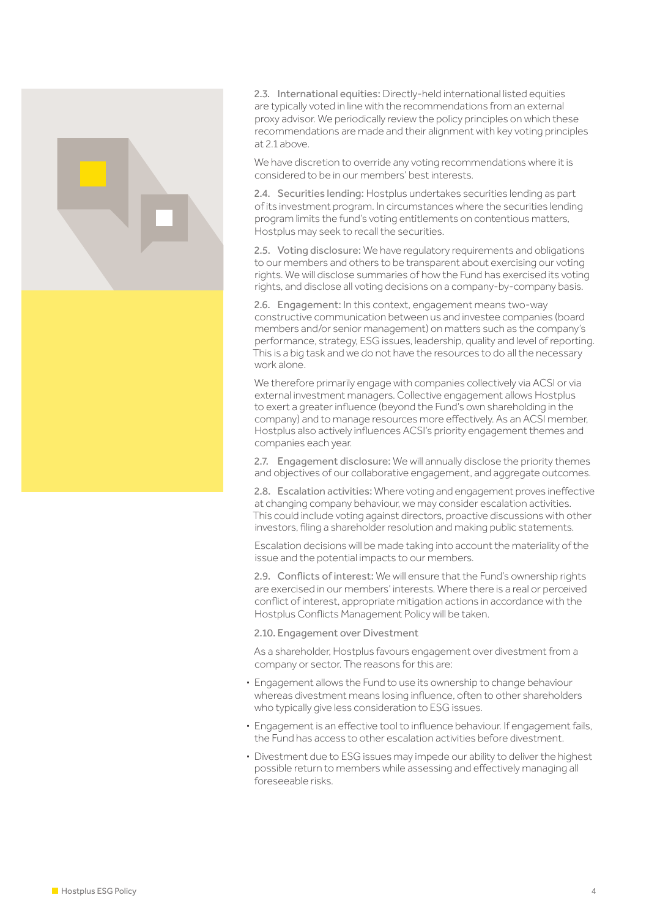2.3. **International equities:** Directly-held international listed equities are typically voted in line with the recommendations from an external proxy advisor. We periodically review the policy principles on which these recommendations are made and their alignment with key voting principles at 2.1 above.

We have discretion to override any voting recommendations where it is considered to be in our members' best interests.

2.4. **Securities lending:** Hostplus undertakes securities lending as part of its investment program. In circumstances where the securities lending program limits the fund's voting entitlements on contentious matters, Hostplus may seek to recall the securities.

2.5. **Voting disclosure:** We have regulatory requirements and obligations to our members and others to be transparent about exercising our voting rights. We will disclose summaries of how the Fund has exercised its voting rights, and disclose all voting decisions on a company-by-company basis.

2.6. **Engagement:** In this context, engagement means two-way constructive communication between us and investee companies (board members and/or senior management) on matters such as the company's performance, strategy, ESG issues, leadership, quality and level of reporting. This is a big task and we do not have the resources to do all the necessary work alone.

We therefore primarily engage with companies collectively via ACSI or via external investment managers. Collective engagement allows Hostplus to exert a greater influence (beyond the Fund's own shareholding in the company) and to manage resources more effectively. As an ACSI member, Hostplus also actively influences ACSI's priority engagement themes and companies each year.

2.7. **Engagement disclosure:** We will annually disclose the priority themes and objectives of our collaborative engagement, and aggregate outcomes.

2.8. **Escalation activities:** Where voting and engagement proves ineffective at changing company behaviour, we may consider escalation activities. This could include voting against directors, proactive discussions with other investors, filing a shareholder resolution and making public statements.

Escalation decisions will be made taking into account the materiality of the issue and the potential impacts to our members.

2.9. **Conflicts of interest:** We will ensure that the Fund's ownership rights are exercised in our members' interests. Where there is a real or perceived conflict of interest, appropriate mitigation actions in accordance with the Hostplus Conflicts Management Policy will be taken.

2.10. **Engagement over Divestment**

As a shareholder, Hostplus favours engagement over divestment from a company or sector. The reasons for this are:

- Engagement allows the Fund to use its ownership to change behaviour whereas divestment means losing influence, often to other shareholders who typically give less consideration to ESG issues.
- Engagement is an effective tool to influence behaviour. If engagement fails, the Fund has access to other escalation activities before divestment.
- Divestment due to ESG issues may impede our ability to deliver the highest possible return to members while assessing and effectively managing all foreseeable risks.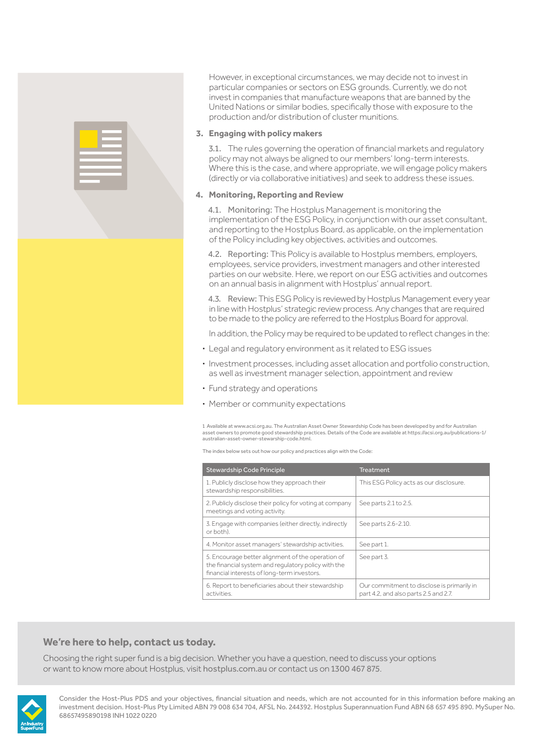However, in exceptional circumstances, we may decide not to invest in particular companies or sectors on ESG grounds. Currently, we do not invest in companies that manufacture weapons that are banned by the United Nations or similar bodies, specifically those with exposure to the production and/or distribution of cluster munitions.

**3. Engaging with policy makers**

3.1. The rules governing the operation of financial markets and regulatory policy may not always be aligned to our members' long-term interests. Where this is the case, and where appropriate, we will engage policy makers (directly or via collaborative initiatives) and seek to address these issues.

**4. Monitoring, Reporting and Review**

4.1. Monitoring: The Hostplus Management is monitoring the implementation of the ESG Policy, in conjunction with our asset consultant, and reporting to the Hostplus Board, as applicable, on the implementation of the Policy including key objectives, activities and outcomes.

4.2. Reporting: This Policy is available to Hostplus members, employers, employees, service providers, investment managers and other interested parties on our website. Here, we report on our ESG activities and outcomes on an annual basis in alignment with Hostplus' annual report.

4.3. Review: This ESG Policy is reviewed by Hostplus Management every year in line with Hostplus' strategic review process. Any changes that are required to be made to the policy are referred to the Hostplus Board for approval.

In addition, the Policy may be required to be updated to reflect changes in the:

- Legal and regulatory environment as it related to ESG issues
- Investment processes, including asset allocation and portfolio construction, as well as investment manager selection, appointment and review
- Fund strategy and operations
- Member or community expectations

1 Available at www.acsi.org.au. The Australian Asset Owner Stewardship Code has been developed by and for Australian asset owners to promote good stewardship practices. Details of the Code are available at https://acsi.org.au/publications-1/australian-asset-owner-stewarship-code.html.

The index below sets out how our policy and practices align with the Code:

| Stewardship Code Principle | Treatment |
|---|---|
| 1. Publicly disclose how they approach their stewardship responsibilities. | This ESG Policy acts as our disclosure. |
| 2. Publicly disclose their policy for voting at company meetings and voting activity. | See parts 2.1 to 2.5. |
| 3. Engage with companies (either directly, indirectly or both). | See parts 2.6-2.10. |
| 4. Monitor asset managers' stewardship activities. | See part 1. |
| 5. Encourage better alignment of the operation of the financial system and regulatory policy with the financial interests of long-term investors. | See part 3. |
| 6. Report to beneficiaries about their stewardship activities. | Our commitment to disclose is primarily in part 4.2, and also parts 2.5 and 2.7. |

**We're here to help, contact us today.**

Choosing the right super fund is a big decision. Whether you have a question, need to discuss your options or want to know more about Hostplus, visit hostplus.com.au or contact us on 1300 467 875.

An Industry SuperFund

Consider the Host-Plus PDS and your objectives, financial situation and needs, which are not accounted for in this information before making an investment decision. Host-Plus Pty Limited ABN 79 008 634 704, AFSL No. 244392. Hostplus Superannuation Fund ABN 68 657 495 890. MySuper No. 68657495890198 INH 1022 0220